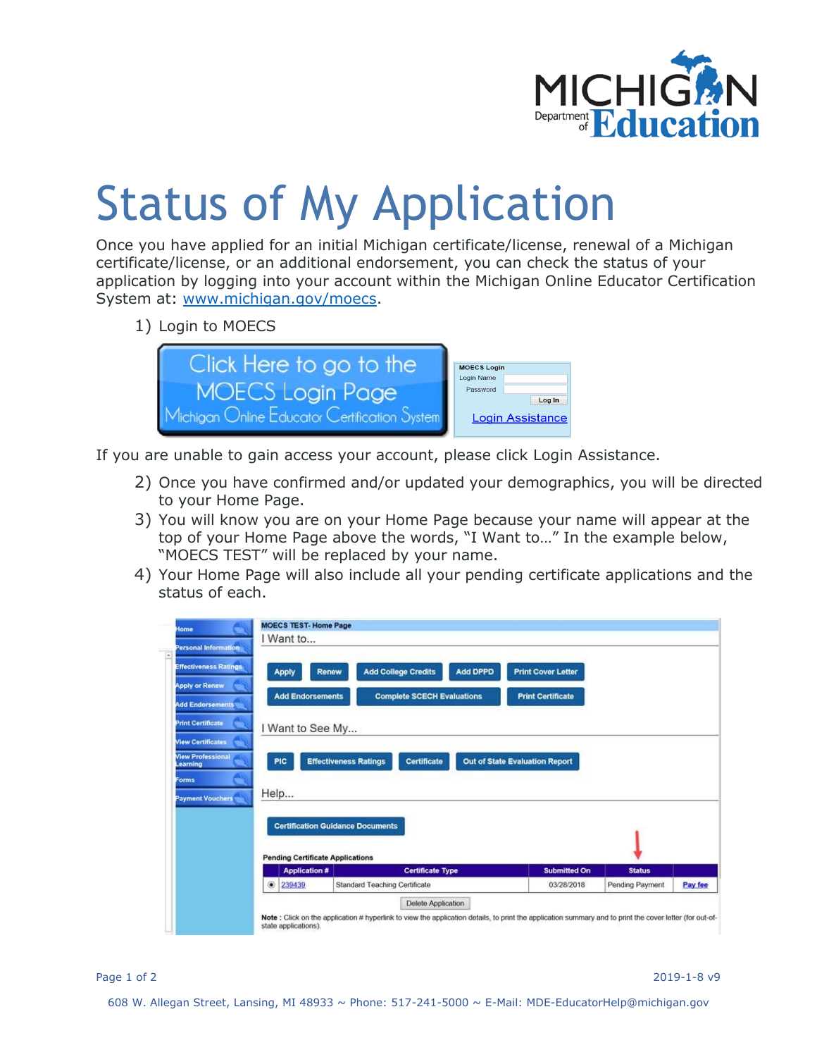# Status of My Application

Once you have applied for an initial Michigan certificate/license, renewal of a Michigan certificate/license, or an additional endorsement, you can check the status of your application by logging into your account within the Michigan Online Educator Certification System at: [www.michigan.gov/moecs](www.michigan.gov/moecs).

1) Login to MOECS

If you are unable to gain access your account, please click Login Assistance.

2) Once you have confirmed and/or updated your demographics, you will be directed to your Home Page.
3) You will know you are on your Home Page because your name will appear at the top of your Home Page above the words, "I Want to…" In the example below, "MOECS TEST" will be replaced by your name.
4) Your Home Page will also include all your pending certificate applications and the status of each.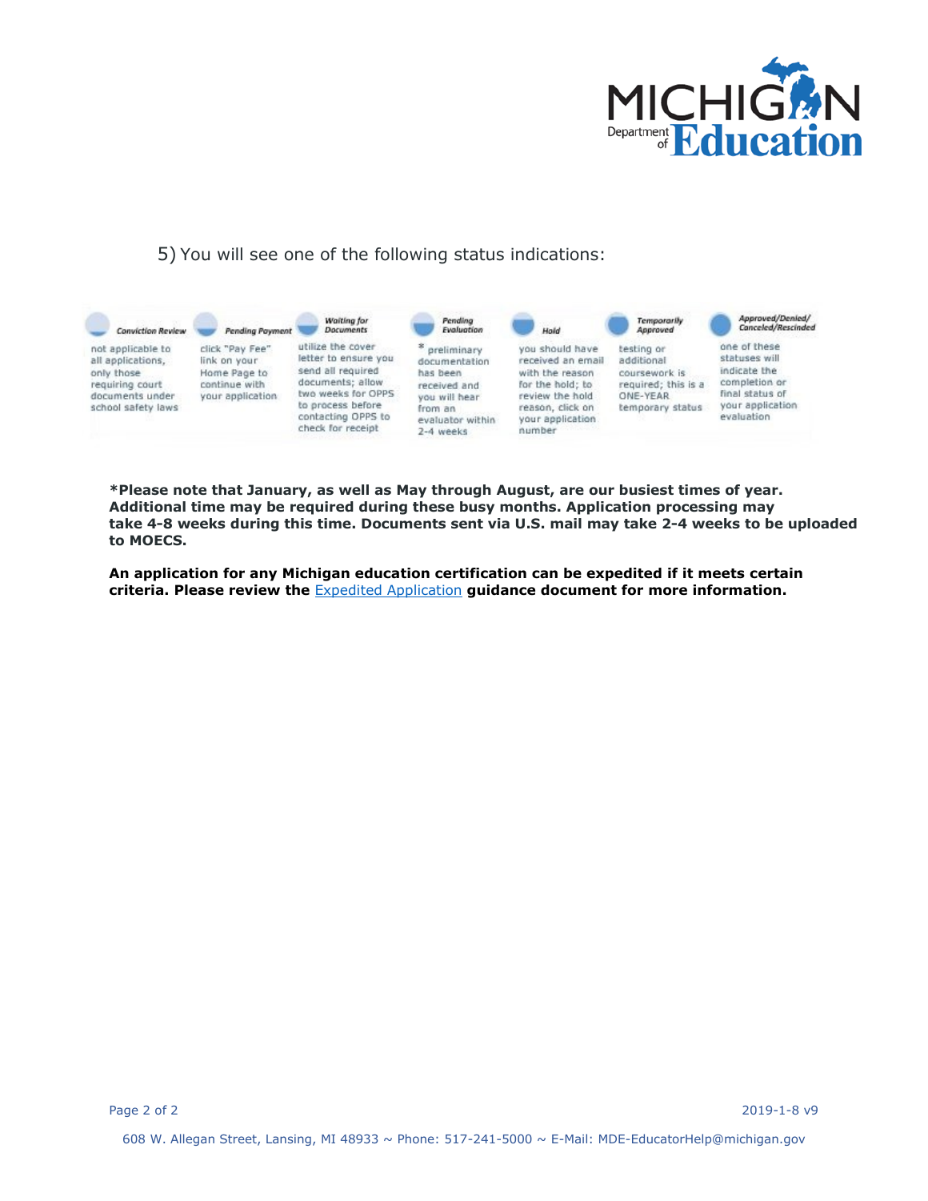5) You will see one of the following status indications:

| Conviction Review | Pending Payment | Waiting for Documents | Pending Evaluation | Hold | Temporarily Approved | Approved/Denied/ Canceled/Rescinded |
| --- | --- | --- | --- | --- | --- | --- |
| not applicable to all applications, only those requiring court documents under school safety laws | click "Pay Fee" link on your Home Page to continue with your application | utilize the cover letter to ensure you send all required documents; allow two weeks for OPPS to process before contacting OPPS to check for receipt | * preliminary documentation has been received and you will hear from an evaluator within 2-4 weeks | you should have received an email with the reason for the hold; to review the hold reason, click on your application number | testing or additional coursework is required; this is a ONE-YEAR temporary status | one of these statuses will indicate the completion or final status of your application evaluation |

**\*Please note that January, as well as May through August, are our busiest times of year. Additional time may be required during these busy months. Application processing may take 4-8 weeks during this time. Documents sent via U.S. mail may take 2-4 weeks to be uploaded to MOECS.**

**An application for any Michigan education certification can be expedited if it meets certain criteria. Please review the Expedited Application guidance document for more information.**

2019-1-8 v9

608 W. Allegan Street, Lansing, MI 48933 ~ Phone: 517-241-5000 ~ E-Mail: MDE-EducatorHelp@michigan.gov